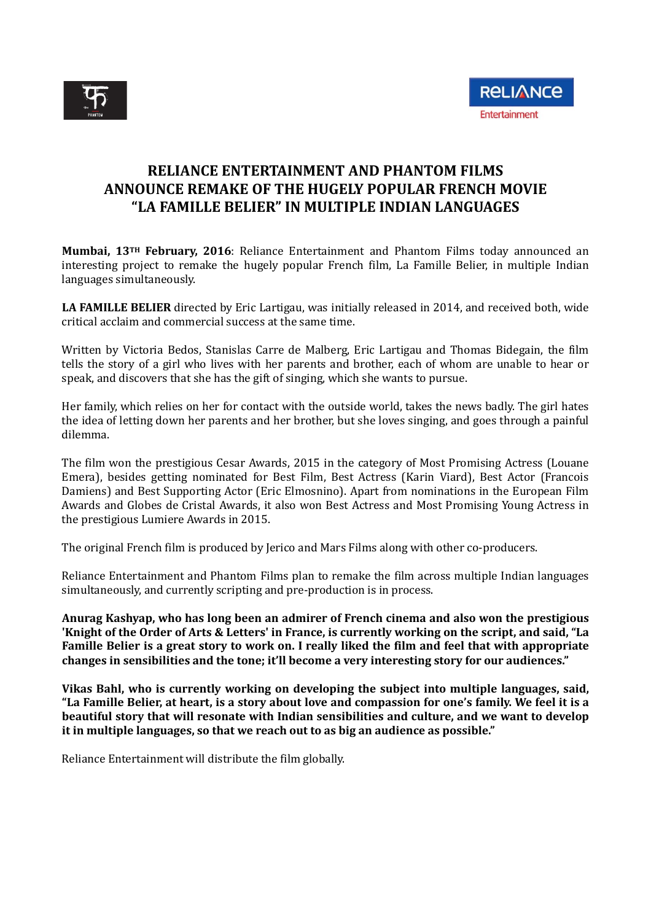# RELIANCE ENTERTAINMENT AND PHANTOM FILMS ANNOUNCE REMAKE OF THE HUGELY POPULAR FRENCH MOVIE "LA FAMILLE BELIER" IN MULTIPLE INDIAN LANGUAGES

**Mumbai, 13TH February, 2016**: Reliance Entertainment and Phantom Films today announced an interesting project to remake the hugely popular French film, La Famille Belier, in multiple Indian languages simultaneously.

**LA FAMILLE BELIER** directed by Eric Lartigau, was initially released in 2014, and received both, wide critical acclaim and commercial success at the same time.

Written by Victoria Bedos, Stanislas Carre de Malberg, Eric Lartigau and Thomas Bidegain, the film tells the story of a girl who lives with her parents and brother, each of whom are unable to hear or speak, and discovers that she has the gift of singing, which she wants to pursue.

Her family, which relies on her for contact with the outside world, takes the news badly. The girl hates the idea of letting down her parents and her brother, but she loves singing, and goes through a painful dilemma.

The film won the prestigious Cesar Awards, 2015 in the category of Most Promising Actress (Louane Emera), besides getting nominated for Best Film, Best Actress (Karin Viard), Best Actor (Francois Damiens) and Best Supporting Actor (Eric Elmosnino). Apart from nominations in the European Film Awards and Globes de Cristal Awards, it also won Best Actress and Most Promising Young Actress in the prestigious Lumiere Awards in 2015.

The original French film is produced by Jerico and Mars Films along with other co-producers.

Reliance Entertainment and Phantom Films plan to remake the film across multiple Indian languages simultaneously, and currently scripting and pre-production is in process.

**Anurag Kashyap, who has long been an admirer of French cinema and also won the prestigious 'Knight of the Order of Arts & Letters' in France, is currently working on the script, and said, "La Famille Belier is a great story to work on. I really liked the film and feel that with appropriate changes in sensibilities and the tone; it'll become a very interesting story for our audiences."**

**Vikas Bahl, who is currently working on developing the subject into multiple languages, said, "La Famille Belier, at heart, is a story about love and compassion for one's family. We feel it is a beautiful story that will resonate with Indian sensibilities and culture, and we want to develop it in multiple languages, so that we reach out to as big an audience as possible."**

Reliance Entertainment will distribute the film globally.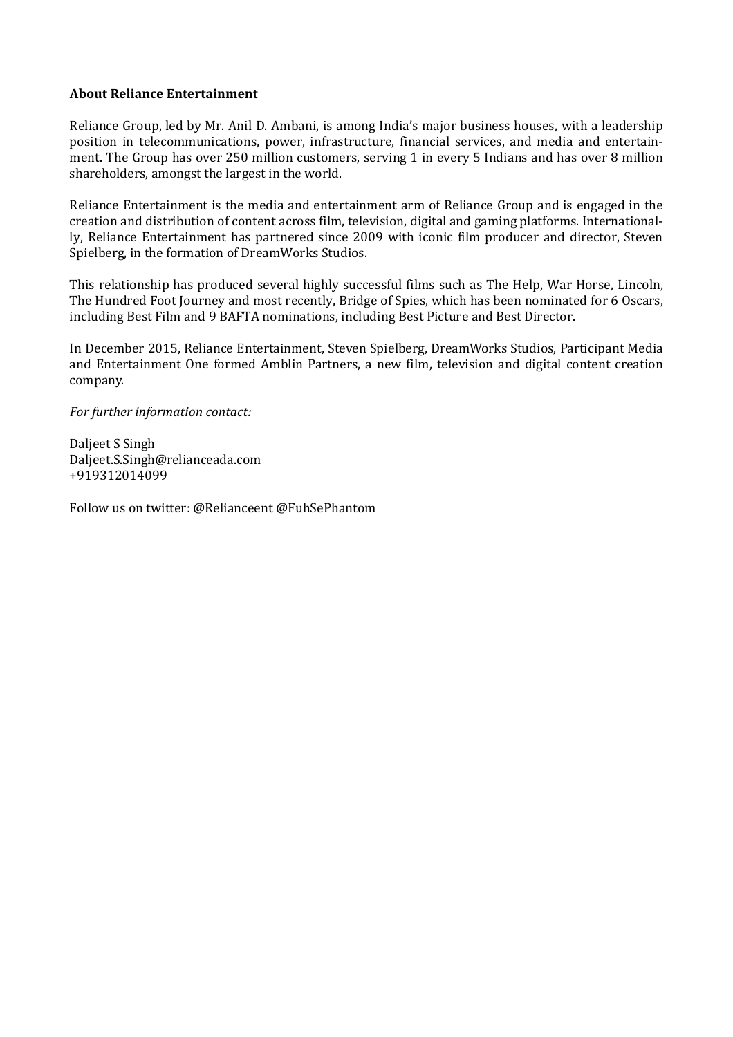**About Reliance Entertainment**

Reliance Group, led by Mr. Anil D. Ambani, is among India's major business houses, with a leadership position in telecommunications, power, infrastructure, financial services, and media and entertainment. The Group has over 250 million customers, serving 1 in every 5 Indians and has over 8 million shareholders, amongst the largest in the world.

Reliance Entertainment is the media and entertainment arm of Reliance Group and is engaged in the creation and distribution of content across film, television, digital and gaming platforms. Internationally, Reliance Entertainment has partnered since 2009 with iconic film producer and director, Steven Spielberg, in the formation of DreamWorks Studios.

This relationship has produced several highly successful films such as The Help, War Horse, Lincoln, The Hundred Foot Journey and most recently, Bridge of Spies, which has been nominated for 6 Oscars, including Best Film and 9 BAFTA nominations, including Best Picture and Best Director.

In December 2015, Reliance Entertainment, Steven Spielberg, DreamWorks Studios, Participant Media and Entertainment One formed Amblin Partners, a new film, television and digital content creation company.

*For further information contact:*

Daljeet S Singh
Daljeet.S.Singh@relianceada.com
+919312014099

Follow us on twitter: @Relianceent @FuhSePhantom